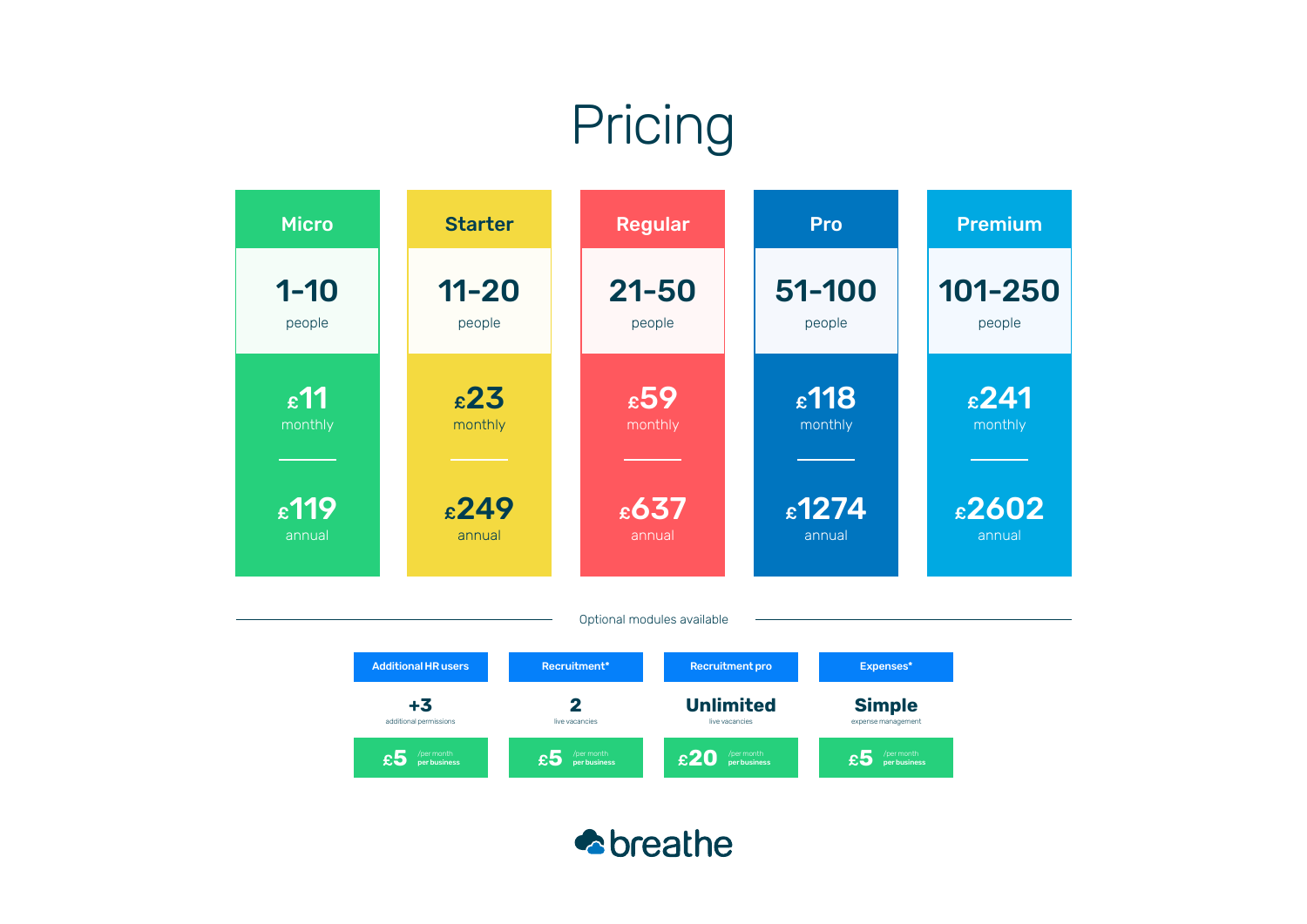# Pricing

| Micro | Starter | Regular | Pro | Premium |
|---|---|---|---|---|
| 1-10 people | 11-20 people | 21-50 people | 51-100 people | 101-250 people |
| £11 monthly | £23 monthly | £59 monthly | £118 monthly | £241 monthly |
| £119 annual | £249 annual | £637 annual | £1274 annual | £2602 annual |

Optional modules available

| Additional HR users | Recruitment* | Recruitment pro | Expenses* |
|---|---|---|---|
| **+3** additional permissions | **2** live vacancies | **Unlimited** live vacancies | **Simple** expense management |
| £5 /per month per business | £5 /per month per business | £20 /per month per business | £5 /per month per business |

breathe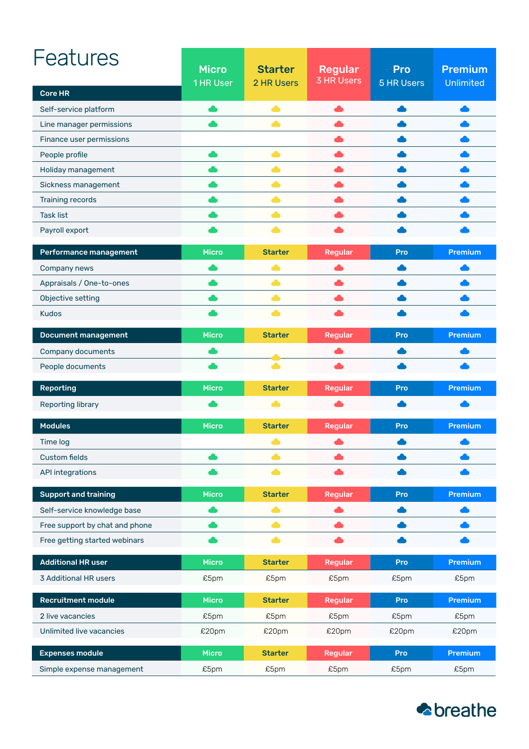# Features

| Core HR | Micro 1 HR User | Starter 2 HR Users | Regular 3 HR Users | Pro 5 HR Users | Premium Unlimited |
|---|---|---|---|---|---|
| Self-service platform | ✓ | ✓ | ✓ | ✓ | ✓ |
| Line manager permissions | ✓ | ✓ | ✓ | ✓ | ✓ |
| Finance user permissions | | | ✓ | ✓ | ✓ |
| People profile | ✓ | ✓ | ✓ | ✓ | ✓ |
| Holiday management | ✓ | ✓ | ✓ | ✓ | ✓ |
| Sickness management | ✓ | ✓ | ✓ | ✓ | ✓ |
| Training records | ✓ | ✓ | ✓ | ✓ | ✓ |
| Task list | ✓ | ✓ | ✓ | ✓ | ✓ |
| Payroll export | ✓ | ✓ | ✓ | ✓ | ✓ |

| Performance management | Micro | Starter | Regular | Pro | Premium |
|---|---|---|---|---|---|
| Company news | ✓ | ✓ | ✓ | ✓ | ✓ |
| Appraisals / One-to-ones | ✓ | ✓ | ✓ | ✓ | ✓ |
| Objective setting | ✓ | ✓ | ✓ | ✓ | ✓ |
| Kudos | ✓ | ✓ | ✓ | ✓ | ✓ |

| Document management | Micro | Starter | Regular | Pro | Premium |
|---|---|---|---|---|---|
| Company documents | ✓ | ✓ | ✓ | ✓ | ✓ |
| People documents | ✓ | ✓ | ✓ | ✓ | ✓ |

| Reporting | Micro | Starter | Regular | Pro | Premium |
|---|---|---|---|---|---|
| Reporting library | ✓ | ✓ | ✓ | ✓ | ✓ |

| Modules | Micro | Starter | Regular | Pro | Premium |
|---|---|---|---|---|---|
| Time log | | ✓ | ✓ | ✓ | ✓ |
| Custom fields | ✓ | ✓ | ✓ | ✓ | ✓ |
| API integrations | ✓ | ✓ | ✓ | ✓ | ✓ |

| Support and training | Micro | Starter | Regular | Pro | Premium |
|---|---|---|---|---|---|
| Self-service knowledge base | ✓ | ✓ | ✓ | ✓ | ✓ |
| Free support by chat and phone | ✓ | ✓ | ✓ | ✓ | ✓ |
| Free getting started webinars | ✓ | ✓ | ✓ | ✓ | ✓ |

| Additional HR user | Micro | Starter | Regular | Pro | Premium |
|---|---|---|---|---|---|
| 3 Additional HR users | £5pm | £5pm | £5pm | £5pm | £5pm |

| Recruitment module | Micro | Starter | Regular | Pro | Premium |
|---|---|---|---|---|---|
| 2 live vacancies | £5pm | £5pm | £5pm | £5pm | £5pm |
| Unlimited live vacancies | £20pm | £20pm | £20pm | £20pm | £20pm |

| Expenses module | Micro | Starter | Regular | Pro | Premium |
|---|---|---|---|---|---|
| Simple expense management | £5pm | £5pm | £5pm | £5pm | £5pm |

breathe